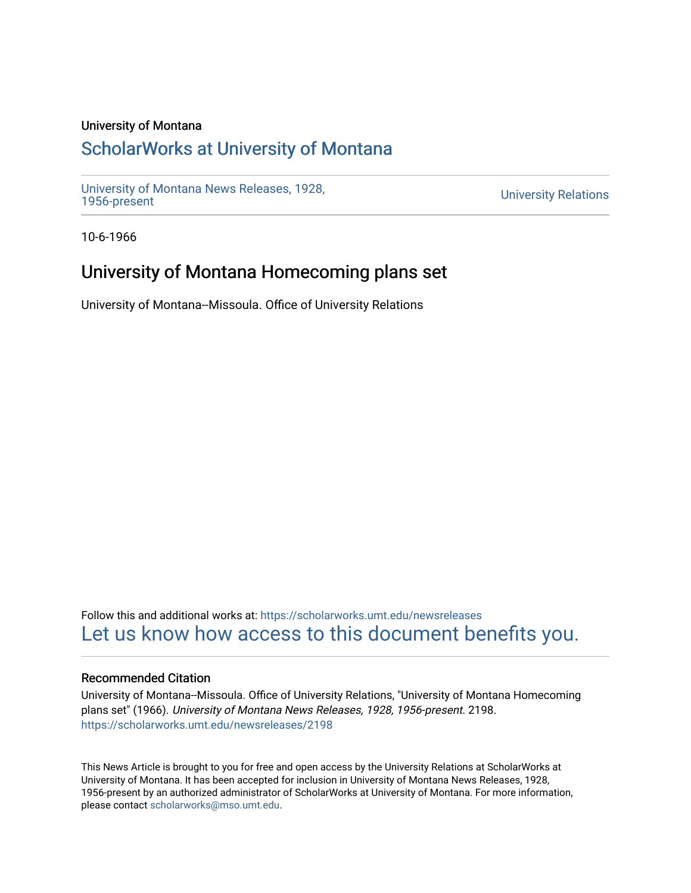University of Montana

# ScholarWorks at University of Montana

University of Montana News Releases, 1928, 1956-present

University Relations

10-6-1966

## University of Montana Homecoming plans set

University of Montana--Missoula. Office of University Relations

Follow this and additional works at: https://scholarworks.umt.edu/newsreleases

Let us know how access to this document benefits you.

### Recommended Citation

University of Montana--Missoula. Office of University Relations, "University of Montana Homecoming plans set" (1966). *University of Montana News Releases, 1928, 1956-present*. 2198. https://scholarworks.umt.edu/newsreleases/2198

This News Article is brought to you for free and open access by the University Relations at ScholarWorks at University of Montana. It has been accepted for inclusion in University of Montana News Releases, 1928, 1956-present by an authorized administrator of ScholarWorks at University of Montana. For more information, please contact scholarworks@mso.umt.edu.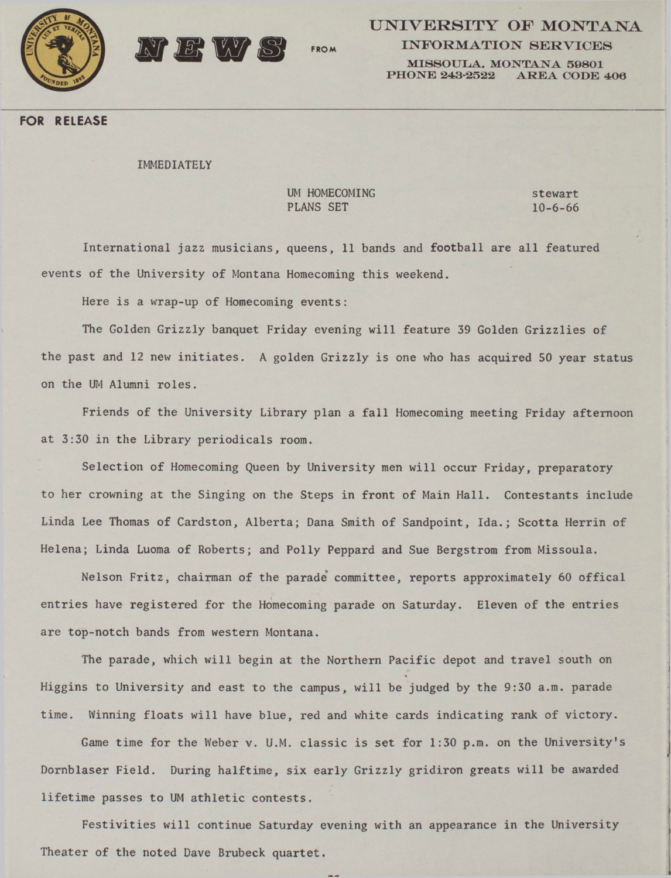**NEWS** FROM

# UNIVERSITY OF MONTANA

INFORMATION SERVICES

MISSOULA, MONTANA 59801
PHONE 243-2522 AREA CODE 406

**FOR RELEASE**

IMMEDIATELY

UM HOMECOMING
PLANS SET

stewart
10-6-66

International jazz musicians, queens, 11 bands and football are all featured events of the University of Montana Homecoming this weekend.

Here is a wrap-up of Homecoming events:

The Golden Grizzly banquet Friday evening will feature 39 Golden Grizzlies of the past and 12 new initiates. A golden Grizzly is one who has acquired 50 year status on the UM Alumni roles.

Friends of the University Library plan a fall Homecoming meeting Friday afternoon at 3:30 in the Library periodicals room.

Selection of Homecoming Queen by University men will occur Friday, preparatory to her crowning at the Singing on the Steps in front of Main Hall. Contestants include Linda Lee Thomas of Cardston, Alberta; Dana Smith of Sandpoint, Ida.; Scotta Herrin of Helena; Linda Luoma of Roberts; and Polly Peppard and Sue Bergstrom from Missoula.

Nelson Fritz, chairman of the parade committee, reports approximately 60 offical entries have registered for the Homecoming parade on Saturday. Eleven of the entries are top-notch bands from western Montana.

The parade, which will begin at the Northern Pacific depot and travel south on Higgins to University and east to the campus, will be judged by the 9:30 a.m. parade time. Winning floats will have blue, red and white cards indicating rank of victory.

Game time for the Weber v. U.M. classic is set for 1:30 p.m. on the University's Dornblaser Field. During halftime, six early Grizzly gridiron greats will be awarded lifetime passes to UM athletic contests.

Festivities will continue Saturday evening with an appearance in the University Theater of the noted Dave Brubeck quartet.